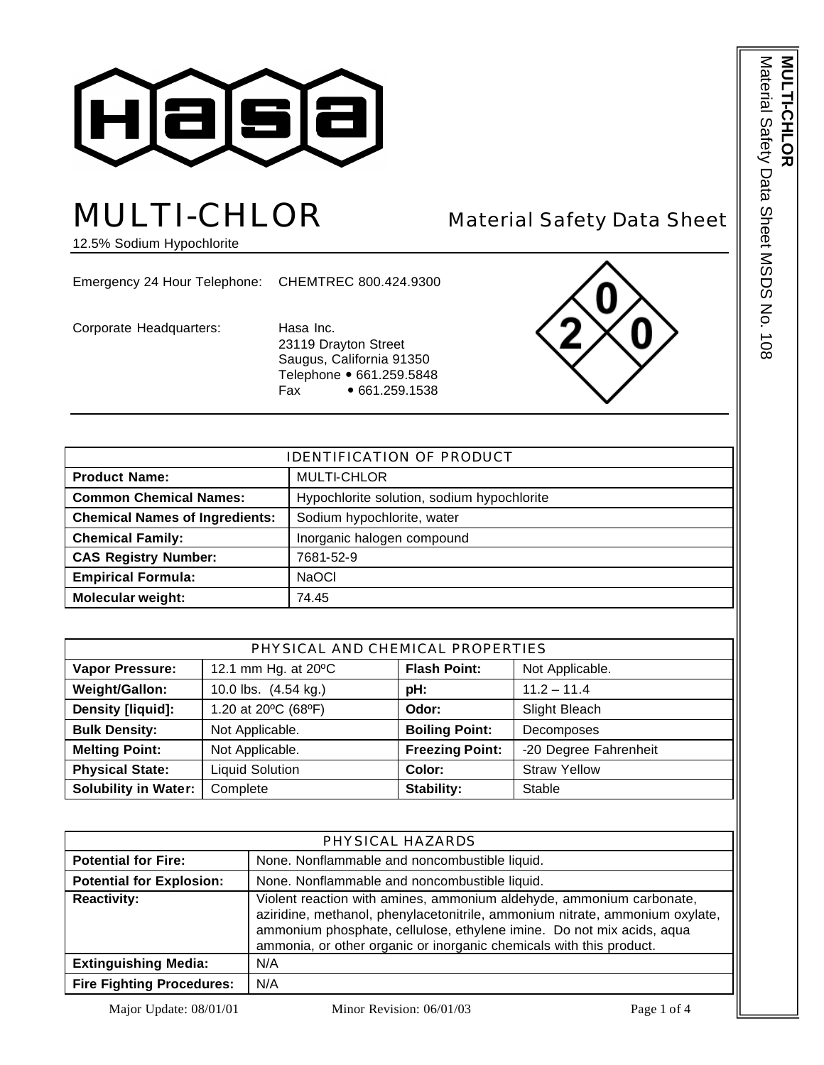# MULTI-CHLOR

## Material Safety Data Sheet

12.5% Sodium Hypochlorite

Emergency 24 Hour Telephone: CHEMTREC 800.424.9300

Corporate Headquarters: Hasa Inc.
23119 Drayton Street
Saugus, California 91350
Telephone • 661.259.5848
Fax • 661.259.1538

| IDENTIFICATION OF PRODUCT | |
|---|---|
| **Product Name:** | MULTI-CHLOR |
| **Common Chemical Names:** | Hypochlorite solution, sodium hypochlorite |
| **Chemical Names of Ingredients:** | Sodium hypochlorite, water |
| **Chemical Family:** | Inorganic halogen compound |
| **CAS Registry Number:** | 7681-52-9 |
| **Empirical Formula:** | NaOCl |
| **Molecular weight:** | 74.45 |

| PHYSICAL AND CHEMICAL PROPERTIES | | | |
|---|---|---|---|
| **Vapor Pressure:** | 12.1 mm Hg. at 20ºC | **Flash Point:** | Not Applicable. |
| **Weight/Gallon:** | 10.0 lbs. (4.54 kg.) | **pH:** | 11.2 – 11.4 |
| **Density [liquid]:** | 1.20 at 20ºC (68ºF) | **Odor:** | Slight Bleach |
| **Bulk Density:** | Not Applicable. | **Boiling Point:** | Decomposes |
| **Melting Point:** | Not Applicable. | **Freezing Point:** | -20 Degree Fahrenheit |
| **Physical State:** | Liquid Solution | **Color:** | Straw Yellow |
| **Solubility in Water:** | Complete | **Stability:** | Stable |

| PHYSICAL HAZARDS | |
|---|---|
| **Potential for Fire:** | None. Nonflammable and noncombustible liquid. |
| **Potential for Explosion:** | None. Nonflammable and noncombustible liquid. |
| **Reactivity:** | Violent reaction with amines, ammonium aldehyde, ammonium carbonate, aziridine, methanol, phenylacetonitrile, ammonium nitrate, ammonium oxylate, ammonium phosphate, cellulose, ethylene imine. Do not mix acids, aqua ammonia, or other organic or inorganic chemicals with this product. |
| **Extinguishing Media:** | N/A |
| **Fire Fighting Procedures:** | N/A |

Major Update: 08/01/01 Minor Revision: 06/01/03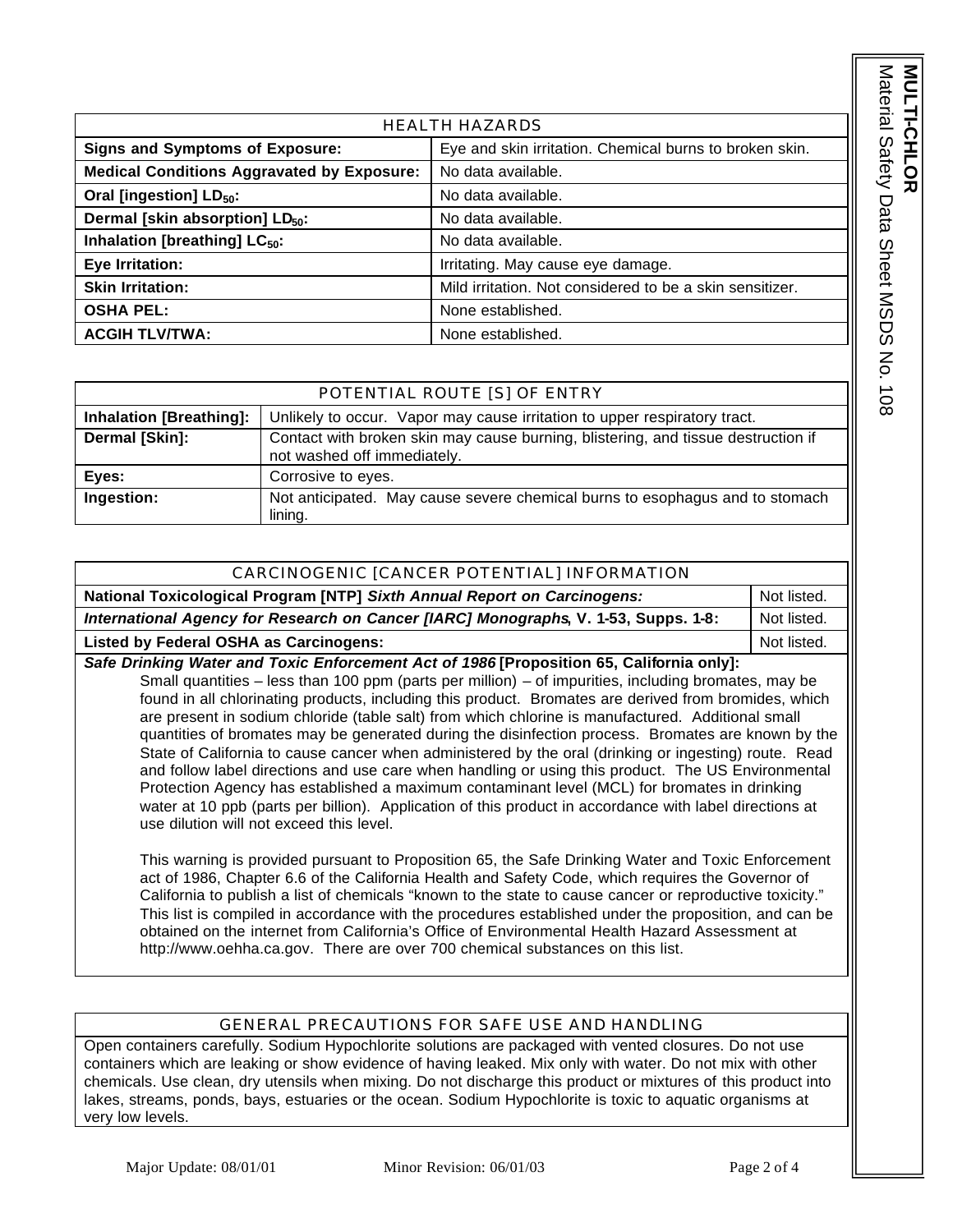| HEALTH HAZARDS | |
|---|---|
| **Signs and Symptoms of Exposure:** | Eye and skin irritation. Chemical burns to broken skin. |
| **Medical Conditions Aggravated by Exposure:** | No data available. |
| **Oral [ingestion] $LD_{50}$:** | No data available. |
| **Dermal [skin absorption] $LD_{50}$:** | No data available. |
| **Inhalation [breathing] $LC_{50}$:** | No data available. |
| **Eye Irritation:** | Irritating. May cause eye damage. |
| **Skin Irritation:** | Mild irritation. Not considered to be a skin sensitizer. |
| **OSHA PEL:** | None established. |
| **ACGIH TLV/TWA:** | None established. |

| POTENTIAL ROUTE [S] OF ENTRY | |
|---|---|
| **Inhalation [Breathing]:** | Unlikely to occur. Vapor may cause irritation to upper respiratory tract. |
| **Dermal [Skin]:** | Contact with broken skin may cause burning, blistering, and tissue destruction if not washed off immediately. |
| **Eyes:** | Corrosive to eyes. |
| **Ingestion:** | Not anticipated. May cause severe chemical burns to esophagus and to stomach lining. |

| CARCINOGENIC [CANCER POTENTIAL] INFORMATION | |
|---|---|
| **National Toxicological Program [NTP]** ***Sixth Annual Report on Carcinogens:*** | Not listed. |
| ***International Agency for Research on Cancer [IARC] Monographs*****, V. 1-53, Supps. 1-8:** | Not listed. |
| **Listed by Federal OSHA as Carcinogens:** | Not listed. |

***Safe Drinking Water and Toxic Enforcement Act of 1986*** **[Proposition 65, California only]:**

Small quantities – less than 100 ppm (parts per million) – of impurities, including bromates, may be found in all chlorinating products, including this product. Bromates are derived from bromides, which are present in sodium chloride (table salt) from which chlorine is manufactured. Additional small quantities of bromates may be generated during the disinfection process. Bromates are known by the State of California to cause cancer when administered by the oral (drinking or ingesting) route. Read and follow label directions and use care when handling or using this product. The US Environmental Protection Agency has established a maximum contaminant level (MCL) for bromates in drinking water at 10 ppb (parts per billion). Application of this product in accordance with label directions at use dilution will not exceed this level.

This warning is provided pursuant to Proposition 65, the Safe Drinking Water and Toxic Enforcement act of 1986, Chapter 6.6 of the California Health and Safety Code, which requires the Governor of California to publish a list of chemicals "known to the state to cause cancer or reproductive toxicity." This list is compiled in accordance with the procedures established under the proposition, and can be obtained on the internet from California's Office of Environmental Health Hazard Assessment at http://www.oehha.ca.gov. There are over 700 chemical substances on this list.

## GENERAL PRECAUTIONS FOR SAFE USE AND HANDLING

Open containers carefully. Sodium Hypochlorite solutions are packaged with vented closures. Do not use containers which are leaking or show evidence of having leaked. Mix only with water. Do not mix with other chemicals. Use clean, dry utensils when mixing. Do not discharge this product or mixtures of this product into lakes, streams, ponds, bays, estuaries or the ocean. Sodium Hypochlorite is toxic to aquatic organisms at very low levels.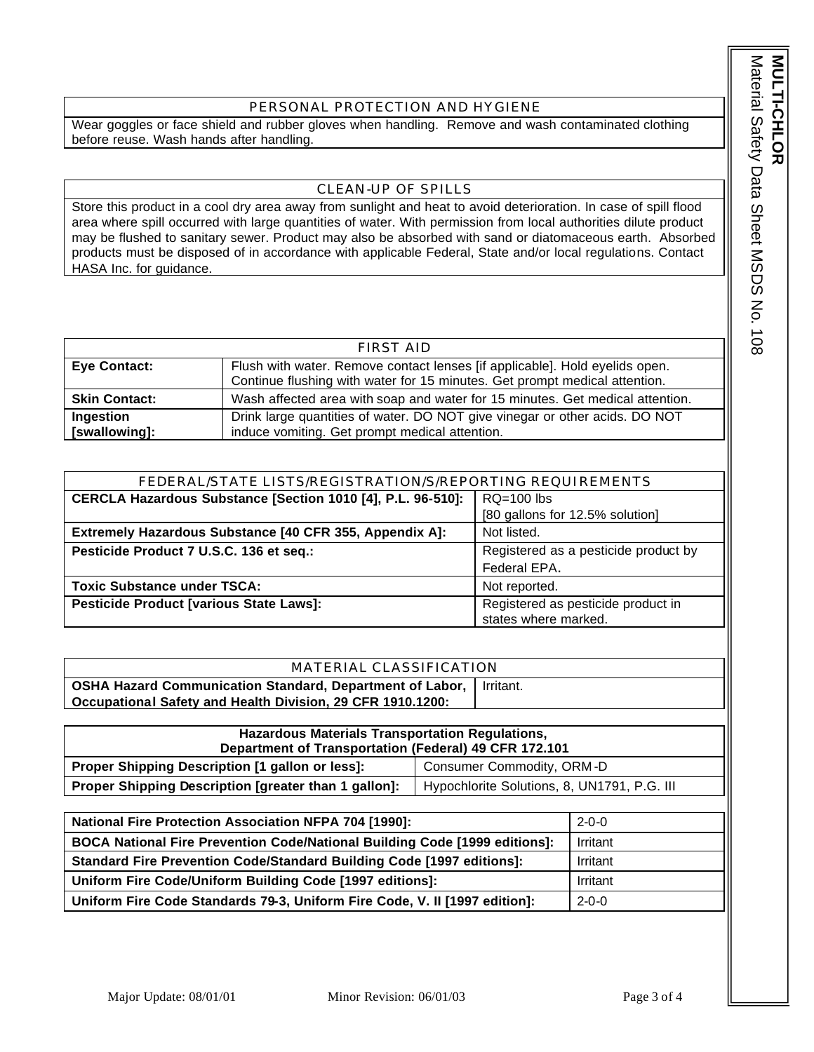## PERSONAL PROTECTION AND HYGIENE

Wear goggles or face shield and rubber gloves when handling. Remove and wash contaminated clothing before reuse. Wash hands after handling.

## CLEAN-UP OF SPILLS

Store this product in a cool dry area away from sunlight and heat to avoid deterioration. In case of spill flood area where spill occurred with large quantities of water. With permission from local authorities dilute product may be flushed to sanitary sewer. Product may also be absorbed with sand or diatomaceous earth. Absorbed products must be disposed of in accordance with applicable Federal, State and/or local regulations. Contact HASA Inc. for guidance.

## FIRST AID

| | |
|---|---|
| **Eye Contact:** | Flush with water. Remove contact lenses [if applicable]. Hold eyelids open. Continue flushing with water for 15 minutes. Get prompt medical attention. |
| **Skin Contact:** | Wash affected area with soap and water for 15 minutes. Get medical attention. |
| **Ingestion [swallowing]:** | Drink large quantities of water. DO NOT give vinegar or other acids. DO NOT induce vomiting. Get prompt medical attention. |

## FEDERAL/STATE LISTS/REGISTRATION/S/REPORTING REQUIREMENTS

| | |
|---|---|
| **CERCLA Hazardous Substance [Section 1010 [4], P.L. 96-510]:** | RQ=100 lbs [80 gallons for 12.5% solution] |
| **Extremely Hazardous Substance [40 CFR 355, Appendix A]:** | Not listed. |
| **Pesticide Product 7 U.S.C. 136 et seq.:** | Registered as a pesticide product by Federal EPA. |
| **Toxic Substance under TSCA:** | Not reported. |
| **Pesticide Product [various State Laws]:** | Registered as pesticide product in states where marked. |

## MATERIAL CLASSIFICATION

| | |
|---|---|
| **OSHA Hazard Communication Standard, Department of Labor, Occupational Safety and Health Division, 29 CFR 1910.1200:** | Irritant. |

| **Hazardous Materials Transportation Regulations, Department of Transportation (Federal) 49 CFR 172.101** | |
|---|---|
| **Proper Shipping Description [1 gallon or less]:** | Consumer Commodity, ORM-D |
| **Proper Shipping Description [greater than 1 gallon]:** | Hypochlorite Solutions, 8, UN1791, P.G. III |

| | |
|---|---|
| **National Fire Protection Association NFPA 704 [1990]:** | 2-0-0 |
| **BOCA National Fire Prevention Code/National Building Code [1999 editions]:** | Irritant |
| **Standard Fire Prevention Code/Standard Building Code [1997 editions]:** | Irritant |
| **Uniform Fire Code/Uniform Building Code [1997 editions]:** | Irritant |
| **Uniform Fire Code Standards 79-3, Uniform Fire Code, V. II [1997 edition]:** | 2-0-0 |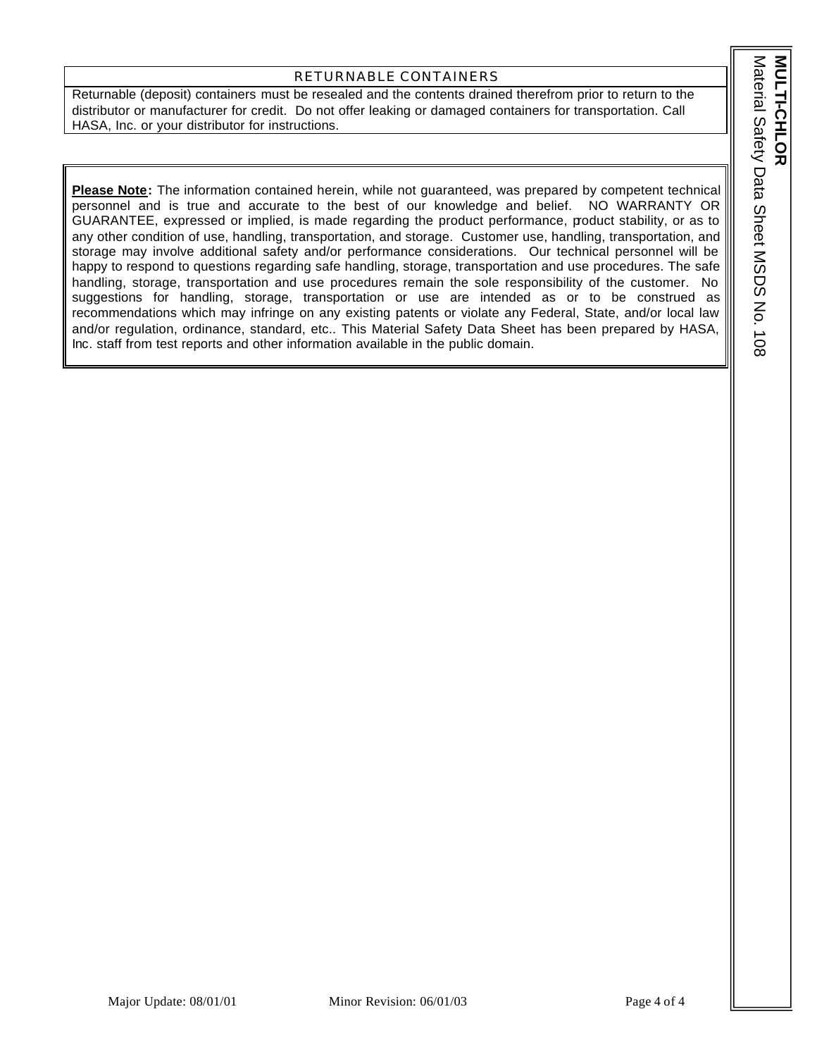## RETURNABLE CONTAINERS

Returnable (deposit) containers must be resealed and the contents drained therefrom prior to return to the distributor or manufacturer for credit. Do not offer leaking or damaged containers for transportation. Call HASA, Inc. or your distributor for instructions.

**Please Note:** The information contained herein, while not guaranteed, was prepared by competent technical personnel and is true and accurate to the best of our knowledge and belief. NO WARRANTY OR GUARANTEE, expressed or implied, is made regarding the product performance, product stability, or as to any other condition of use, handling, transportation, and storage. Customer use, handling, transportation, and storage may involve additional safety and/or performance considerations. Our technical personnel will be happy to respond to questions regarding safe handling, storage, transportation and use procedures. The safe handling, storage, transportation and use procedures remain the sole responsibility of the customer. No suggestions for handling, storage, transportation or use are intended as or to be construed as recommendations which may infringe on any existing patents or violate any Federal, State, and/or local law and/or regulation, ordinance, standard, etc.. This Material Safety Data Sheet has been prepared by HASA, Inc. staff from test reports and other information available in the public domain.

Major Update: 08/01/01 Minor Revision: 06/01/03